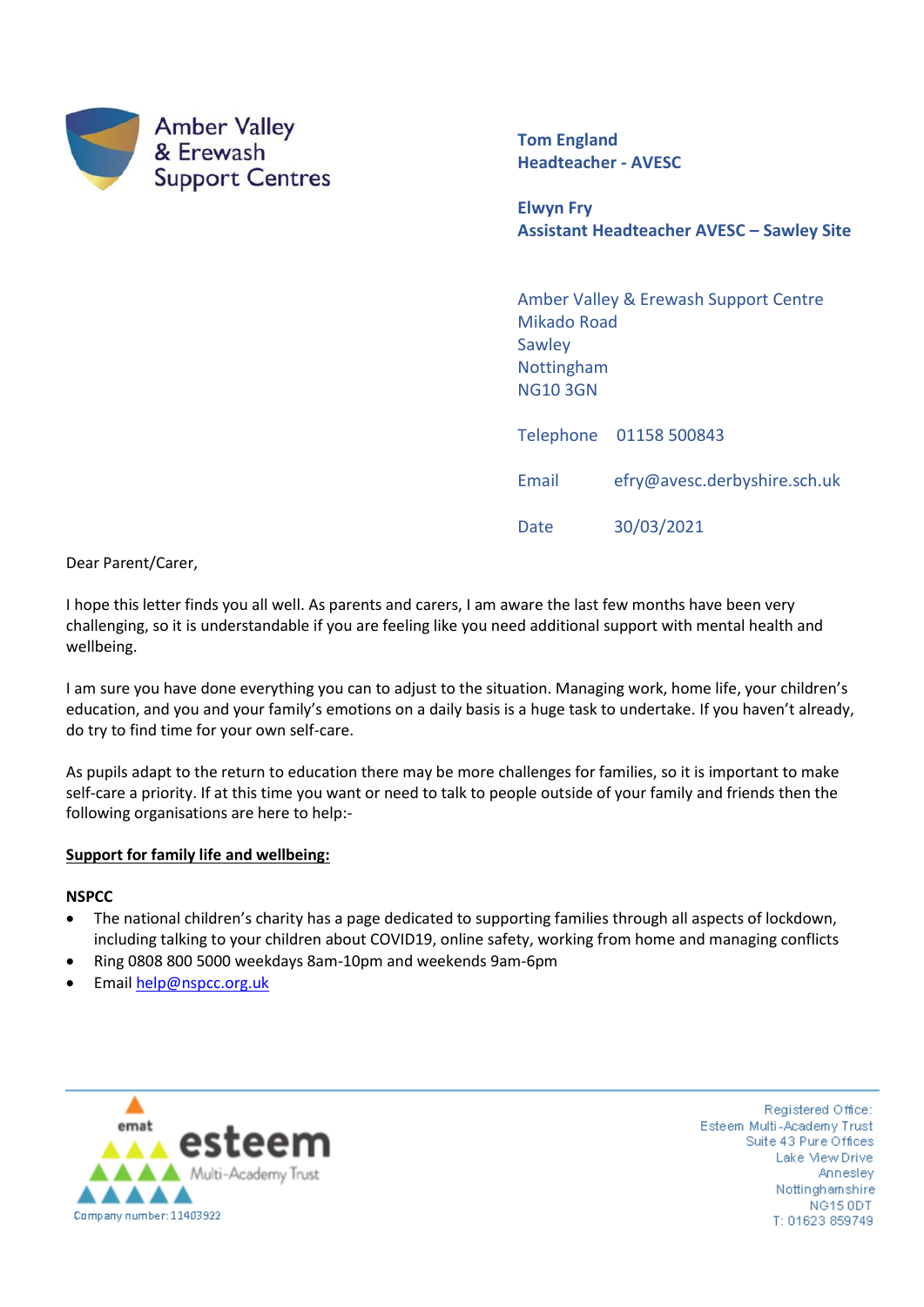Amber Valley & Erewash Support Centres

**Tom England**
**Headteacher - AVESC**

**Elwyn Fry**
**Assistant Headteacher AVESC – Sawley Site**

Amber Valley & Erewash Support Centre
Mikado Road
Sawley
Nottingham
NG10 3GN

Telephone 01158 500843

Email efry@avesc.derbyshire.sch.uk

Date 30/03/2021

Dear Parent/Carer,

I hope this letter finds you all well. As parents and carers, I am aware the last few months have been very challenging, so it is understandable if you are feeling like you need additional support with mental health and wellbeing.

I am sure you have done everything you can to adjust to the situation. Managing work, home life, your children's education, and you and your family's emotions on a daily basis is a huge task to undertake. If you haven't already, do try to find time for your own self-care.

As pupils adapt to the return to education there may be more challenges for families, so it is important to make self-care a priority. If at this time you want or need to talk to people outside of your family and friends then the following organisations are here to help:-

**Support for family life and wellbeing:**

**NSPCC**

- The national children's charity has a page dedicated to supporting families through all aspects of lockdown, including talking to your children about COVID19, online safety, working from home and managing conflicts
- Ring 0808 800 5000 weekdays 8am-10pm and weekends 9am-6pm
- Email help@nspcc.org.uk

emat esteem Multi-Academy Trust
Company number: 11403922

Registered Office:
Esteem Multi-Academy Trust
Suite 43 Pure Offices
Lake View Drive
Annesley
Nottinghamshire
NG15 0DT
T: 01623 859749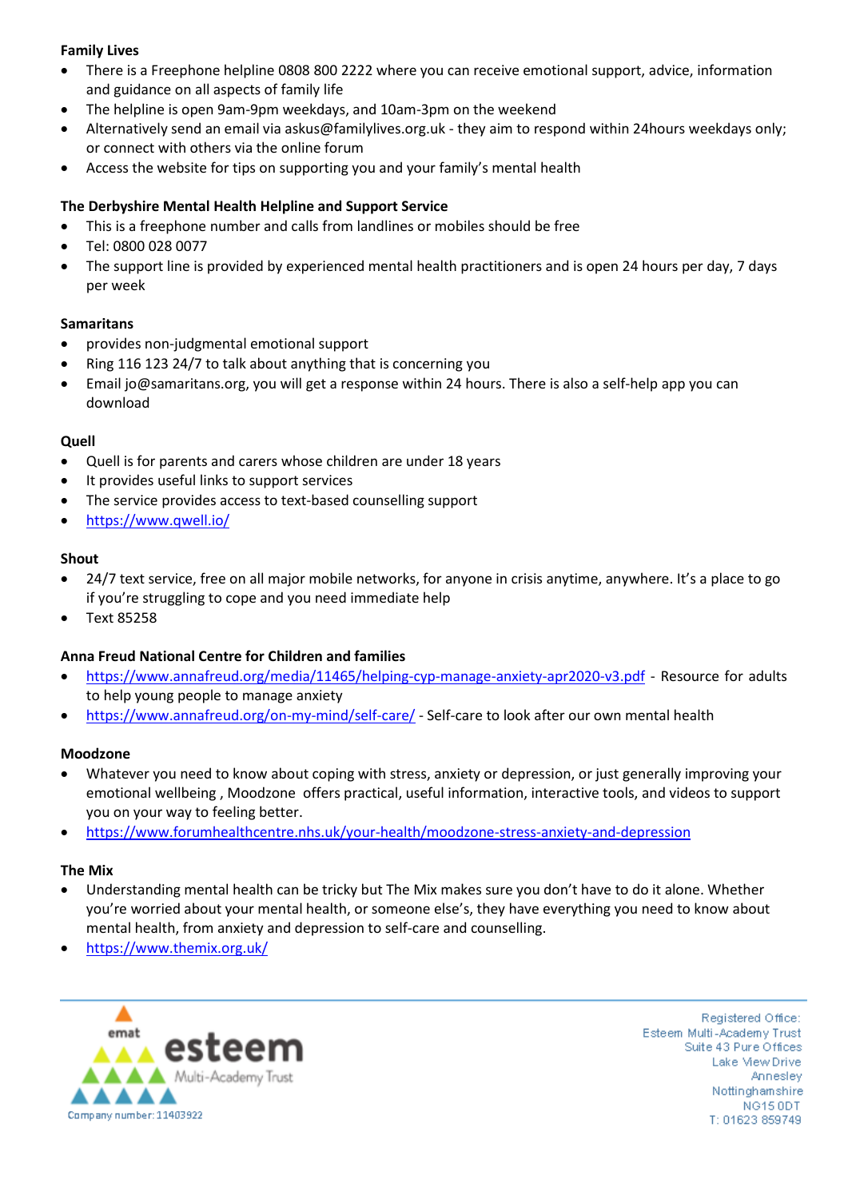**Family Lives**

- There is a Freephone helpline 0808 800 2222 where you can receive emotional support, advice, information and guidance on all aspects of family life
- The helpline is open 9am-9pm weekdays, and 10am-3pm on the weekend
- Alternatively send an email via askus@familylives.org.uk - they aim to respond within 24hours weekdays only; or connect with others via the online forum
- Access the website for tips on supporting you and your family's mental health

**The Derbyshire Mental Health Helpline and Support Service**

- This is a freephone number and calls from landlines or mobiles should be free
- Tel: 0800 028 0077
- The support line is provided by experienced mental health practitioners and is open 24 hours per day, 7 days per week

**Samaritans**

- provides non-judgmental emotional support
- Ring 116 123 24/7 to talk about anything that is concerning you
- Email jo@samaritans.org, you will get a response within 24 hours. There is also a self-help app you can download

**Quell**

- Quell is for parents and carers whose children are under 18 years
- It provides useful links to support services
- The service provides access to text-based counselling support
- [https://www.qwell.io/](https://www.qwell.io/)

**Shout**

- 24/7 text service, free on all major mobile networks, for anyone in crisis anytime, anywhere. It's a place to go if you're struggling to cope and you need immediate help
- Text 85258

**Anna Freud National Centre for Children and families**

- [https://www.annafreud.org/media/11465/helping-cyp-manage-anxiety-apr2020-v3.pdf](https://www.annafreud.org/media/11465/helping-cyp-manage-anxiety-apr2020-v3.pdf) - Resource for adults to help young people to manage anxiety
- [https://www.annafreud.org/on-my-mind/self-care/](https://www.annafreud.org/on-my-mind/self-care/) - Self-care to look after our own mental health

**Moodzone**

- Whatever you need to know about coping with stress, anxiety or depression, or just generally improving your emotional wellbeing , Moodzone offers practical, useful information, interactive tools, and videos to support you on your way to feeling better.
- [https://www.forumhealthcentre.nhs.uk/your-health/moodzone-stress-anxiety-and-depression](https://www.forumhealthcentre.nhs.uk/your-health/moodzone-stress-anxiety-and-depression)

**The Mix**

- Understanding mental health can be tricky but The Mix makes sure you don't have to do it alone. Whether you're worried about your mental health, or someone else's, they have everything you need to know about mental health, from anxiety and depression to self-care and counselling.
- [https://www.themix.org.uk/](https://www.themix.org.uk/)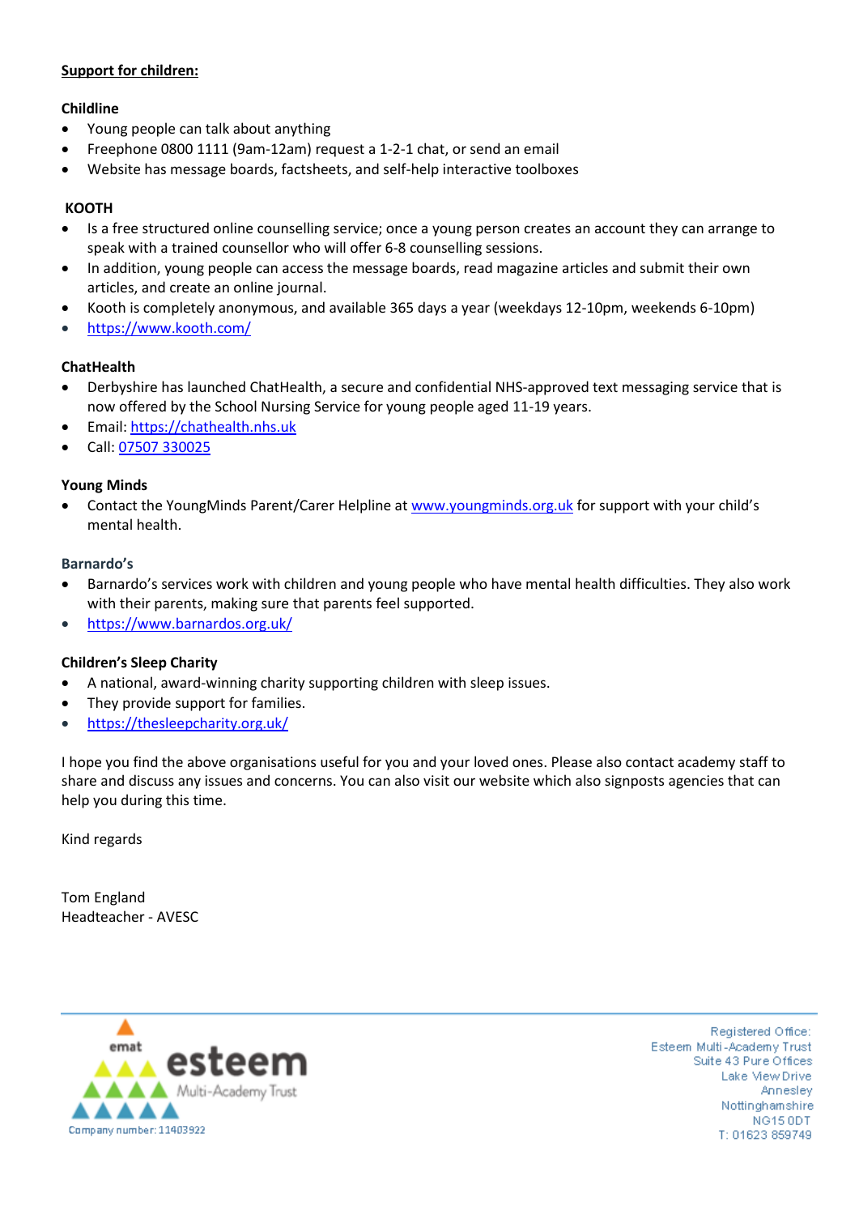**Support for children:**

**Childline**

- Young people can talk about anything
- Freephone 0800 1111 (9am-12am) request a 1-2-1 chat, or send an email
- Website has message boards, factsheets, and self-help interactive toolboxes

**KOOTH**

- Is a free structured online counselling service; once a young person creates an account they can arrange to speak with a trained counsellor who will offer 6-8 counselling sessions.
- In addition, young people can access the message boards, read magazine articles and submit their own articles, and create an online journal.
- Kooth is completely anonymous, and available 365 days a year (weekdays 12-10pm, weekends 6-10pm)
- https://www.kooth.com/

**ChatHealth**

- Derbyshire has launched ChatHealth, a secure and confidential NHS-approved text messaging service that is now offered by the School Nursing Service for young people aged 11-19 years.
- Email: https://chathealth.nhs.uk
- Call: 07507 330025

**Young Minds**

- Contact the YoungMinds Parent/Carer Helpline at www.youngminds.org.uk for support with your child's mental health.

**Barnardo's**

- Barnardo's services work with children and young people who have mental health difficulties. They also work with their parents, making sure that parents feel supported.
- https://www.barnardos.org.uk/

**Children's Sleep Charity**

- A national, award-winning charity supporting children with sleep issues.
- They provide support for families.
- https://thesleepcharity.org.uk/

I hope you find the above organisations useful for you and your loved ones. Please also contact academy staff to share and discuss any issues and concerns. You can also visit our website which also signposts agencies that can help you during this time.

Kind regards

Tom England
Headteacher - AVESC

emat esteem Multi-Academy Trust
Company number: 11403922

Registered Office:
Esteem Multi-Academy Trust
Suite 43 Pure Offices
Lake View Drive
Annesley
Nottinghamshire
NG15 0DT
T: 01623 859749